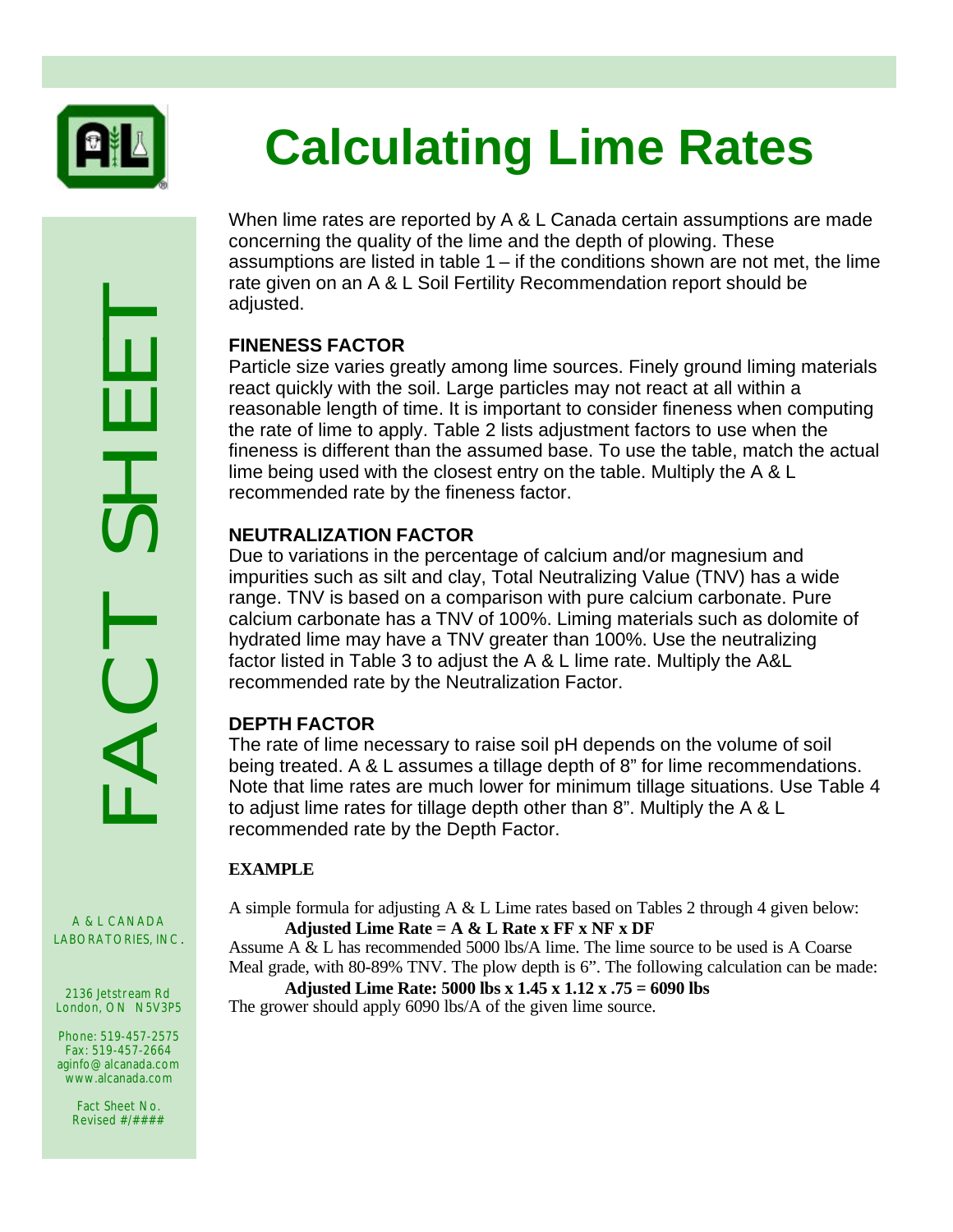# Calculating Lime Rates

When lime rates are reported by A & L Canada certain assumptions are made concerning the quality of the lime and the depth of plowing. These assumptions are listed in table 1 – if the conditions shown are not met, the lime rate given on an A & L Soil Fertility Recommendation report should be adjusted.

### FINENESS FACTOR

Particle size varies greatly among lime sources. Finely ground liming materials react quickly with the soil. Large particles may not react at all within a reasonable length of time. It is important to consider fineness when computing the rate of lime to apply. Table 2 lists adjustment factors to use when the fineness is different than the assumed base. To use the table, match the actual lime being used with the closest entry on the table. Multiply the A & L recommended rate by the fineness factor.

### NEUTRALIZATION FACTOR

Due to variations in the percentage of calcium and/or magnesium and impurities such as silt and clay, Total Neutralizing Value (TNV) has a wide range. TNV is based on a comparison with pure calcium carbonate. Pure calcium carbonate has a TNV of 100%. Liming materials such as dolomite of hydrated lime may have a TNV greater than 100%. Use the neutralizing factor listed in Table 3 to adjust the A & L lime rate. Multiply the A&L recommended rate by the Neutralization Factor.

### DEPTH FACTOR

The rate of lime necessary to raise soil pH depends on the volume of soil being treated. A & L assumes a tillage depth of 8" for lime recommendations. Note that lime rates are much lower for minimum tillage situations. Use Table 4 to adjust lime rates for tillage depth other than 8". Multiply the A & L recommended rate by the Depth Factor.

### EXAMPLE

A simple formula for adjusting A & L Lime rates based on Tables 2 through 4 given below:

**Adjusted Lime Rate = A & L Rate x FF x NF x DF**

Assume A & L has recommended 5000 lbs/A lime. The lime source to be used is A Coarse Meal grade, with 80-89% TNV. The plow depth is 6". The following calculation can be made:

**Adjusted Lime Rate: 5000 lbs x 1.45 x 1.12 x .75 = 6090 lbs**

The grower should apply 6090 lbs/A of the given lime source.

FACT SHEET

A & L CANADA LABORATORIES, INC.

2136 Jetstream Rd
London, ON N5V3P5

Phone: 519-457-2575
Fax: 519-457-2664
aginfo@alcanada.com
www.alcanada.com

Fact Sheet No.
Revised #/####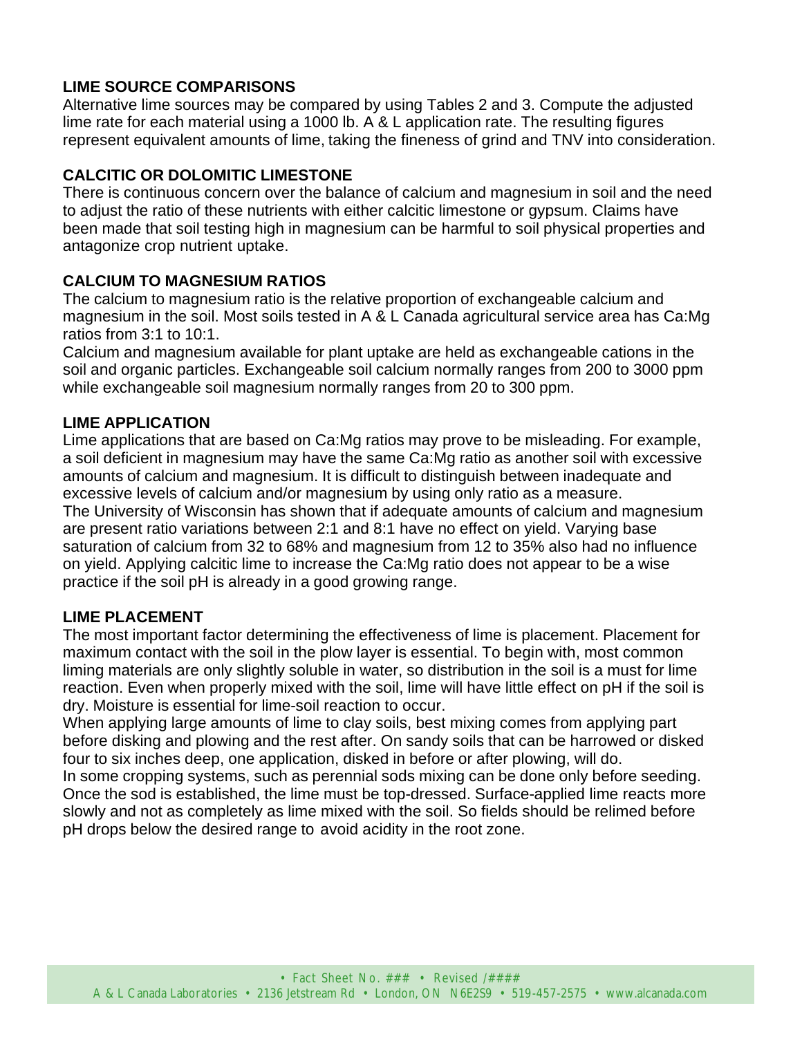## LIME SOURCE COMPARISONS

Alternative lime sources may be compared by using Tables 2 and 3. Compute the adjusted lime rate for each material using a 1000 lb. A & L application rate. The resulting figures represent equivalent amounts of lime, taking the fineness of grind and TNV into consideration.

## CALCITIC OR DOLOMITIC LIMESTONE

There is continuous concern over the balance of calcium and magnesium in soil and the need to adjust the ratio of these nutrients with either calcitic limestone or gypsum. Claims have been made that soil testing high in magnesium can be harmful to soil physical properties and antagonize crop nutrient uptake.

## CALCIUM TO MAGNESIUM RATIOS

The calcium to magnesium ratio is the relative proportion of exchangeable calcium and magnesium in the soil. Most soils tested in A & L Canada agricultural service area has Ca:Mg ratios from 3:1 to 10:1.

Calcium and magnesium available for plant uptake are held as exchangeable cations in the soil and organic particles. Exchangeable soil calcium normally ranges from 200 to 3000 ppm while exchangeable soil magnesium normally ranges from 20 to 300 ppm.

## LIME APPLICATION

Lime applications that are based on Ca:Mg ratios may prove to be misleading. For example, a soil deficient in magnesium may have the same Ca:Mg ratio as another soil with excessive amounts of calcium and magnesium. It is difficult to distinguish between inadequate and excessive levels of calcium and/or magnesium by using only ratio as a measure.

The University of Wisconsin has shown that if adequate amounts of calcium and magnesium are present ratio variations between 2:1 and 8:1 have no effect on yield. Varying base saturation of calcium from 32 to 68% and magnesium from 12 to 35% also had no influence on yield. Applying calcitic lime to increase the Ca:Mg ratio does not appear to be a wise practice if the soil pH is already in a good growing range.

## LIME PLACEMENT

The most important factor determining the effectiveness of lime is placement. Placement for maximum contact with the soil in the plow layer is essential. To begin with, most common liming materials are only slightly soluble in water, so distribution in the soil is a must for lime reaction. Even when properly mixed with the soil, lime will have little effect on pH if the soil is dry. Moisture is essential for lime-soil reaction to occur.

When applying large amounts of lime to clay soils, best mixing comes from applying part before disking and plowing and the rest after. On sandy soils that can be harrowed or disked four to six inches deep, one application, disked in before or after plowing, will do.

In some cropping systems, such as perennial sods mixing can be done only before seeding. Once the sod is established, the lime must be top-dressed. Surface-applied lime reacts more slowly and not as completely as lime mixed with the soil. So fields should be relimed before pH drops below the desired range to avoid acidity in the root zone.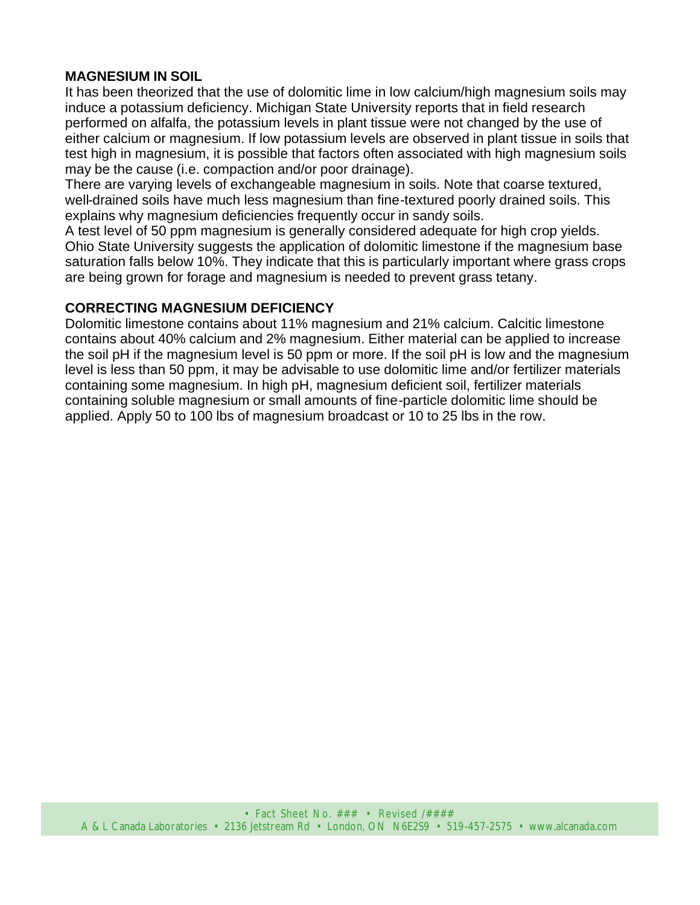## MAGNESIUM IN SOIL

It has been theorized that the use of dolomitic lime in low calcium/high magnesium soils may induce a potassium deficiency. Michigan State University reports that in field research performed on alfalfa, the potassium levels in plant tissue were not changed by the use of either calcium or magnesium. If low potassium levels are observed in plant tissue in soils that test high in magnesium, it is possible that factors often associated with high magnesium soils may be the cause (i.e. compaction and/or poor drainage).

There are varying levels of exchangeable magnesium in soils. Note that coarse textured, well-drained soils have much less magnesium than fine-textured poorly drained soils. This explains why magnesium deficiencies frequently occur in sandy soils.

A test level of 50 ppm magnesium is generally considered adequate for high crop yields. Ohio State University suggests the application of dolomitic limestone if the magnesium base saturation falls below 10%. They indicate that this is particularly important where grass crops are being grown for forage and magnesium is needed to prevent grass tetany.

## CORRECTING MAGNESIUM DEFICIENCY

Dolomitic limestone contains about 11% magnesium and 21% calcium. Calcitic limestone contains about 40% calcium and 2% magnesium. Either material can be applied to increase the soil pH if the magnesium level is 50 ppm or more. If the soil pH is low and the magnesium level is less than 50 ppm, it may be advisable to use dolomitic lime and/or fertilizer materials containing some magnesium. In high pH, magnesium deficient soil, fertilizer materials containing soluble magnesium or small amounts of fine-particle dolomitic lime should be applied. Apply 50 to 100 lbs of magnesium broadcast or 10 to 25 lbs in the row.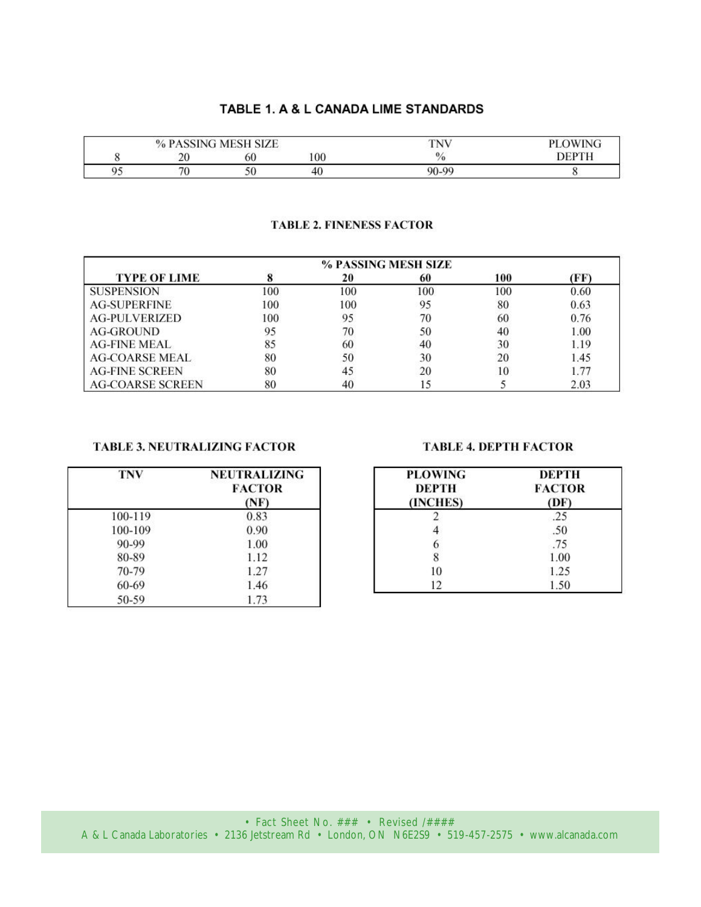## TABLE 1. A & L CANADA LIME STANDARDS

| % PASSING MESH SIZE | | | | TNV | PLOWING |
|---|---|---|---|---|---|
| 8 | 20 | 60 | 100 | % | DEPTH |
| 95 | 70 | 50 | 40 | 90-99 | 8 |

## TABLE 2. FINENESS FACTOR

| | % PASSING MESH SIZE | | | | |
|---|---|---|---|---|---|
| **TYPE OF LIME** | **8** | **20** | **60** | **100** | **(FF)** |
| SUSPENSION | 100 | 100 | 100 | 100 | 0.60 |
| AG-SUPERFINE | 100 | 100 | 95 | 80 | 0.63 |
| AG-PULVERIZED | 100 | 95 | 70 | 60 | 0.76 |
| AG-GROUND | 95 | 70 | 50 | 40 | 1.00 |
| AG-FINE MEAL | 85 | 60 | 40 | 30 | 1.19 |
| AG-COARSE MEAL | 80 | 50 | 30 | 20 | 1.45 |
| AG-FINE SCREEN | 80 | 45 | 20 | 10 | 1.77 |
| AG-COARSE SCREEN | 80 | 40 | 15 | 5 | 2.03 |

## TABLE 3. NEUTRALIZING FACTOR

| TNV | NEUTRALIZING FACTOR (NF) |
|---|---|
| 100-119 | 0.83 |
| 100-109 | 0.90 |
| 90-99 | 1.00 |
| 80-89 | 1.12 |
| 70-79 | 1.27 |
| 60-69 | 1.46 |
| 50-59 | 1.73 |

## TABLE 4. DEPTH FACTOR

| PLOWING DEPTH (INCHES) | DEPTH FACTOR (DF) |
|---|---|
| 2 | .25 |
| 4 | .50 |
| 6 | .75 |
| 8 | 1.00 |
| 10 | 1.25 |
| 12 | 1.50 |